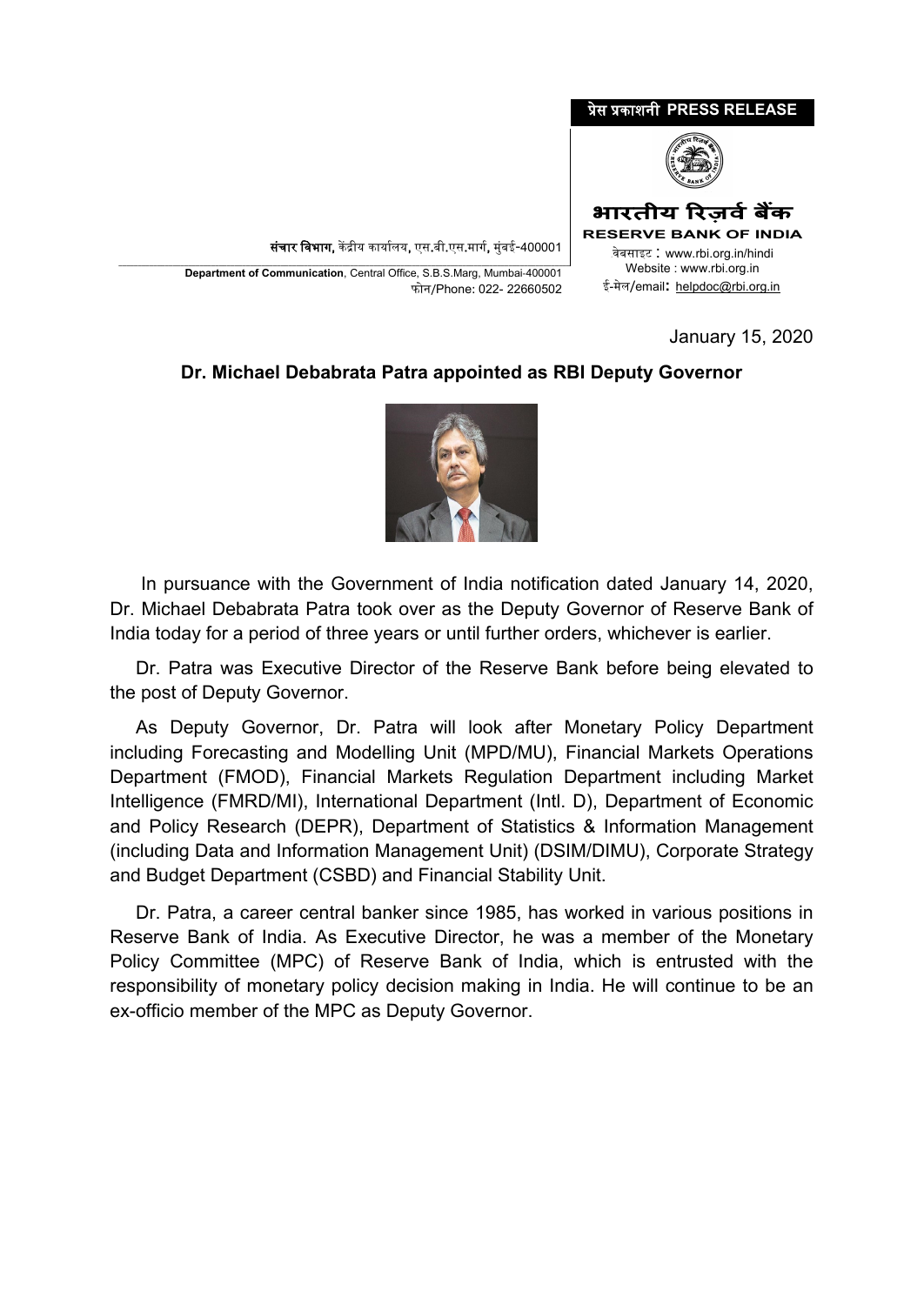प्रेस प्रकाशनी **PRESS RELEASE**

भारतीय रिज़र्व बैंक
**RESERVE BANK OF INDIA**

वेबसाइट : www.rbi.org.in/hindi
Website : www.rbi.org.in
ई-मेल/email: helpdoc@rbi.org.in

**संचार विभाग,** केंद्रीय कार्यालय, एस.बी.एस.मार्ग, मुंबई-400001

**Department of Communication**, Central Office, S.B.S.Marg, Mumbai-400001
फोन/Phone: 022- 22660502

January 15, 2020

## Dr. Michael Debabrata Patra appointed as RBI Deputy Governor

In pursuance with the Government of India notification dated January 14, 2020, Dr. Michael Debabrata Patra took over as the Deputy Governor of Reserve Bank of India today for a period of three years or until further orders, whichever is earlier.

Dr. Patra was Executive Director of the Reserve Bank before being elevated to the post of Deputy Governor.

As Deputy Governor, Dr. Patra will look after Monetary Policy Department including Forecasting and Modelling Unit (MPD/MU), Financial Markets Operations Department (FMOD), Financial Markets Regulation Department including Market Intelligence (FMRD/MI), International Department (Intl. D), Department of Economic and Policy Research (DEPR), Department of Statistics & Information Management (including Data and Information Management Unit) (DSIM/DIMU), Corporate Strategy and Budget Department (CSBD) and Financial Stability Unit.

Dr. Patra, a career central banker since 1985, has worked in various positions in Reserve Bank of India. As Executive Director, he was a member of the Monetary Policy Committee (MPC) of Reserve Bank of India, which is entrusted with the responsibility of monetary policy decision making in India. He will continue to be an ex-officio member of the MPC as Deputy Governor.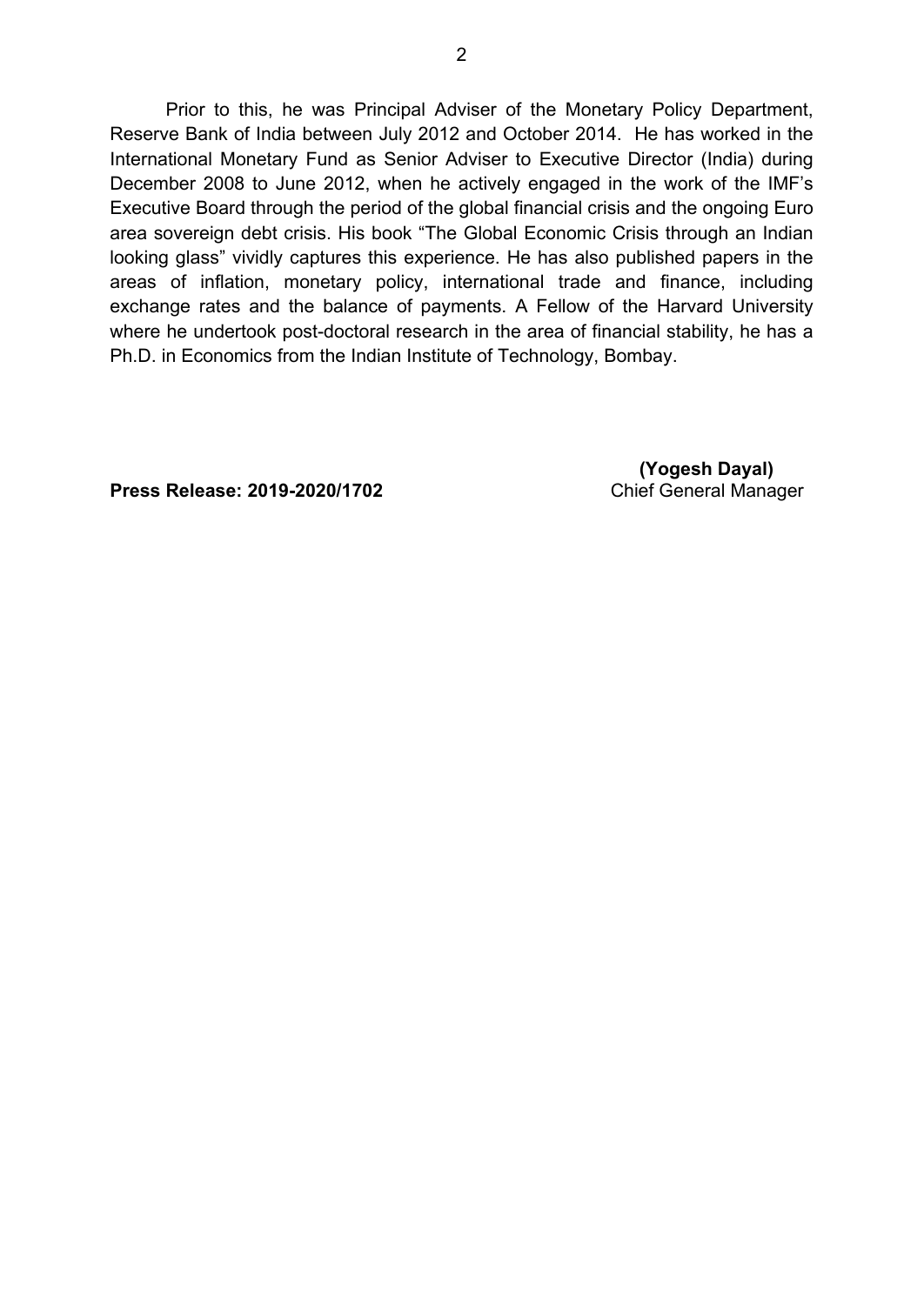Prior to this, he was Principal Adviser of the Monetary Policy Department, Reserve Bank of India between July 2012 and October 2014. He has worked in the International Monetary Fund as Senior Adviser to Executive Director (India) during December 2008 to June 2012, when he actively engaged in the work of the IMF's Executive Board through the period of the global financial crisis and the ongoing Euro area sovereign debt crisis. His book "The Global Economic Crisis through an Indian looking glass" vividly captures this experience. He has also published papers in the areas of inflation, monetary policy, international trade and finance, including exchange rates and the balance of payments. A Fellow of the Harvard University where he undertook post-doctoral research in the area of financial stability, he has a Ph.D. in Economics from the Indian Institute of Technology, Bombay.

**(Yogesh Dayal)**
Chief General Manager

**Press Release: 2019-2020/1702**